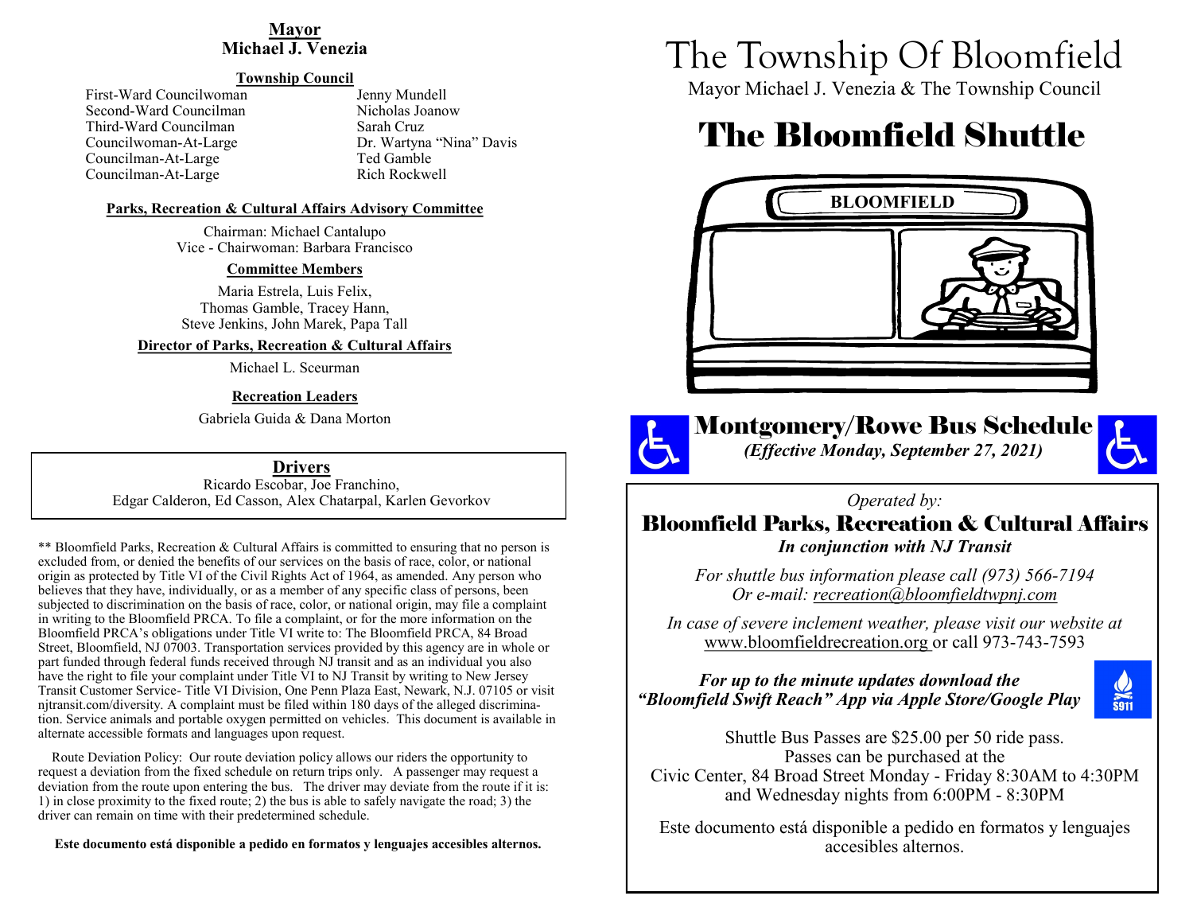**Mayor**
**Michael J. Venezia**

**Township Council**

| | |
|---|---|
| First-Ward Councilwoman | Jenny Mundell |
| Second-Ward Councilman | Nicholas Joanow |
| Third-Ward Councilman | Sarah Cruz |
| Councilwoman-At-Large | Dr. Wartyna "Nina" Davis |
| Councilman-At-Large | Ted Gamble |
| Councilman-At-Large | Rich Rockwell |

**Parks, Recreation & Cultural Affairs Advisory Committee**

Chairman: Michael Cantalupo
Vice - Chairwoman: Barbara Francisco

**Committee Members**

Maria Estrela, Luis Felix,
Thomas Gamble, Tracey Hann,
Steve Jenkins, John Marek, Papa Tall

**Director of Parks, Recreation & Cultural Affairs**

Michael L. Sceurman

**Recreation Leaders**

Gabriela Guida & Dana Morton

**Drivers**

Ricardo Escobar, Joe Franchino,
Edgar Calderon, Ed Casson, Alex Chatarpal, Karlen Gevorkov

** Bloomfield Parks, Recreation & Cultural Affairs is committed to ensuring that no person is excluded from, or denied the benefits of our services on the basis of race, color, or national origin as protected by Title VI of the Civil Rights Act of 1964, as amended. Any person who believes that they have, individually, or as a member of any specific class of persons, been subjected to discrimination on the basis of race, color, or national origin, may file a complaint in writing to the Bloomfield PRCA. To file a complaint, or for the more information on the Bloomfield PRCA's obligations under Title VI write to: The Bloomfield PRCA, 84 Broad Street, Bloomfield, NJ 07003. Transportation services provided by this agency are in whole or part funded through federal funds received through NJ transit and as an individual you also have the right to file your complaint under Title VI to NJ Transit by writing to New Jersey Transit Customer Service- Title VI Division, One Penn Plaza East, Newark, N.J. 07105 or visit njtransit.com/diversity. A complaint must be filed within 180 days of the alleged discrimination. Service animals and portable oxygen permitted on vehicles. This document is available in alternate accessible formats and languages upon request.

Route Deviation Policy: Our route deviation policy allows our riders the opportunity to request a deviation from the fixed schedule on return trips only. A passenger may request a deviation from the route upon entering the bus. The driver may deviate from the route if it is: 1) in close proximity to the fixed route; 2) the bus is able to safely navigate the road; 3) the driver can remain on time with their predetermined schedule.

**Este documento está disponible a pedido en formatos y lenguajes accesibles alternos.**

# The Township Of Bloomfield

Mayor Michael J. Venezia & The Township Council

# The Bloomfield Shuttle

BLOOMFIELD

## Montgomery/Rowe Bus Schedule

***(Effective Monday, September 27, 2021)***

*Operated by:*

## Bloomfield Parks, Recreation & Cultural Affairs

***In conjunction with NJ Transit***

*For shuttle bus information please call (973) 566-7194*
*Or e-mail: recreation@bloomfieldtwpnj.com*

*In case of severe inclement weather, please visit our website at* www.bloomfieldrecreation.org or call 973-743-7593

***For up to the minute updates download the "Bloomfield Swift Reach" App via Apple Store/Google Play***

Shuttle Bus Passes are $25.00 per 50 ride pass.
Passes can be purchased at the
Civic Center, 84 Broad Street Monday - Friday 8:30AM to 4:30PM
and Wednesday nights from 6:00PM - 8:30PM

Este documento está disponible a pedido en formatos y lenguajes accesibles alternos.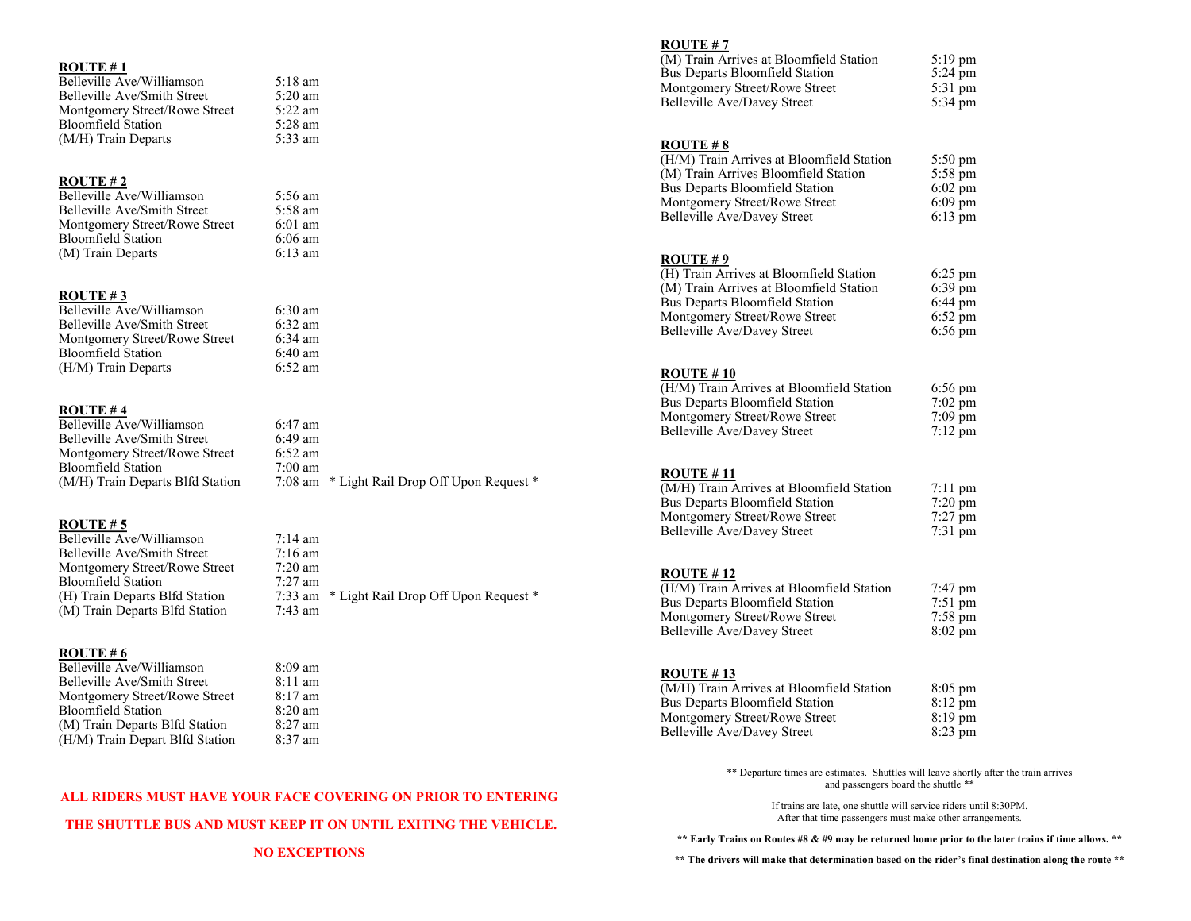**ROUTE # 1**

| | |
|---|---|
| Belleville Ave/Williamson | 5:18 am |
| Belleville Ave/Smith Street | 5:20 am |
| Montgomery Street/Rowe Street | 5:22 am |
| Bloomfield Station | 5:28 am |
| (M/H) Train Departs | 5:33 am |

**ROUTE # 2**

| | |
|---|---|
| Belleville Ave/Williamson | 5:56 am |
| Belleville Ave/Smith Street | 5:58 am |
| Montgomery Street/Rowe Street | 6:01 am |
| Bloomfield Station | 6:06 am |
| (M) Train Departs | 6:13 am |

**ROUTE # 3**

| | |
|---|---|
| Belleville Ave/Williamson | 6:30 am |
| Belleville Ave/Smith Street | 6:32 am |
| Montgomery Street/Rowe Street | 6:34 am |
| Bloomfield Station | 6:40 am |
| (H/M) Train Departs | 6:52 am |

**ROUTE # 4**

| | | |
|---|---|---|
| Belleville Ave/Williamson | 6:47 am | |
| Belleville Ave/Smith Street | 6:49 am | |
| Montgomery Street/Rowe Street | 6:52 am | |
| Bloomfield Station | 7:00 am | |
| (M/H) Train Departs Blfd Station | 7:08 am | * Light Rail Drop Off Upon Request * |

**ROUTE # 5**

| | | |
|---|---|---|
| Belleville Ave/Williamson | 7:14 am | |
| Belleville Ave/Smith Street | 7:16 am | |
| Montgomery Street/Rowe Street | 7:20 am | |
| Bloomfield Station | 7:27 am | |
| (H) Train Departs Blfd Station | 7:33 am | * Light Rail Drop Off Upon Request * |
| (M) Train Departs Blfd Station | 7:43 am | |

**ROUTE # 6**

| | |
|---|---|
| Belleville Ave/Williamson | 8:09 am |
| Belleville Ave/Smith Street | 8:11 am |
| Montgomery Street/Rowe Street | 8:17 am |
| Bloomfield Station | 8:20 am |
| (M) Train Departs Blfd Station | 8:27 am |
| (H/M) Train Depart Blfd Station | 8:37 am |

**ALL RIDERS MUST HAVE YOUR FACE COVERING ON PRIOR TO ENTERING THE SHUTTLE BUS AND MUST KEEP IT ON UNTIL EXITING THE VEHICLE.**

**NO EXCEPTIONS**

**ROUTE # 7**

| | |
|---|---|
| (M) Train Arrives at Bloomfield Station | 5:19 pm |
| Bus Departs Bloomfield Station | 5:24 pm |
| Montgomery Street/Rowe Street | 5:31 pm |
| Belleville Ave/Davey Street | 5:34 pm |

**ROUTE # 8**

| | |
|---|---|
| (H/M) Train Arrives at Bloomfield Station | 5:50 pm |
| (M) Train Arrives Bloomfield Station | 5:58 pm |
| Bus Departs Bloomfield Station | 6:02 pm |
| Montgomery Street/Rowe Street | 6:09 pm |
| Belleville Ave/Davey Street | 6:13 pm |

**ROUTE # 9**

| | |
|---|---|
| (H) Train Arrives at Bloomfield Station | 6:25 pm |
| (M) Train Arrives at Bloomfield Station | 6:39 pm |
| Bus Departs Bloomfield Station | 6:44 pm |
| Montgomery Street/Rowe Street | 6:52 pm |
| Belleville Ave/Davey Street | 6:56 pm |

**ROUTE # 10**

| | |
|---|---|
| (H/M) Train Arrives at Bloomfield Station | 6:56 pm |
| Bus Departs Bloomfield Station | 7:02 pm |
| Montgomery Street/Rowe Street | 7:09 pm |
| Belleville Ave/Davey Street | 7:12 pm |

**ROUTE # 11**

| | |
|---|---|
| (M/H) Train Arrives at Bloomfield Station | 7:11 pm |
| Bus Departs Bloomfield Station | 7:20 pm |
| Montgomery Street/Rowe Street | 7:27 pm |
| Belleville Ave/Davey Street | 7:31 pm |

**ROUTE # 12**

| | |
|---|---|
| (H/M) Train Arrives at Bloomfield Station | 7:47 pm |
| Bus Departs Bloomfield Station | 7:51 pm |
| Montgomery Street/Rowe Street | 7:58 pm |
| Belleville Ave/Davey Street | 8:02 pm |

**ROUTE # 13**

| | |
|---|---|
| (M/H) Train Arrives at Bloomfield Station | 8:05 pm |
| Bus Departs Bloomfield Station | 8:12 pm |
| Montgomery Street/Rowe Street | 8:19 pm |
| Belleville Ave/Davey Street | 8:23 pm |

** Departure times are estimates. Shuttles will leave shortly after the train arrives and passengers board the shuttle **

If trains are late, one shuttle will service riders until 8:30PM. After that time passengers must make other arrangements.

**** Early Trains on Routes #8 & #9 may be returned home prior to the later trains if time allows. ****

**** The drivers will make that determination based on the rider's final destination along the route ****